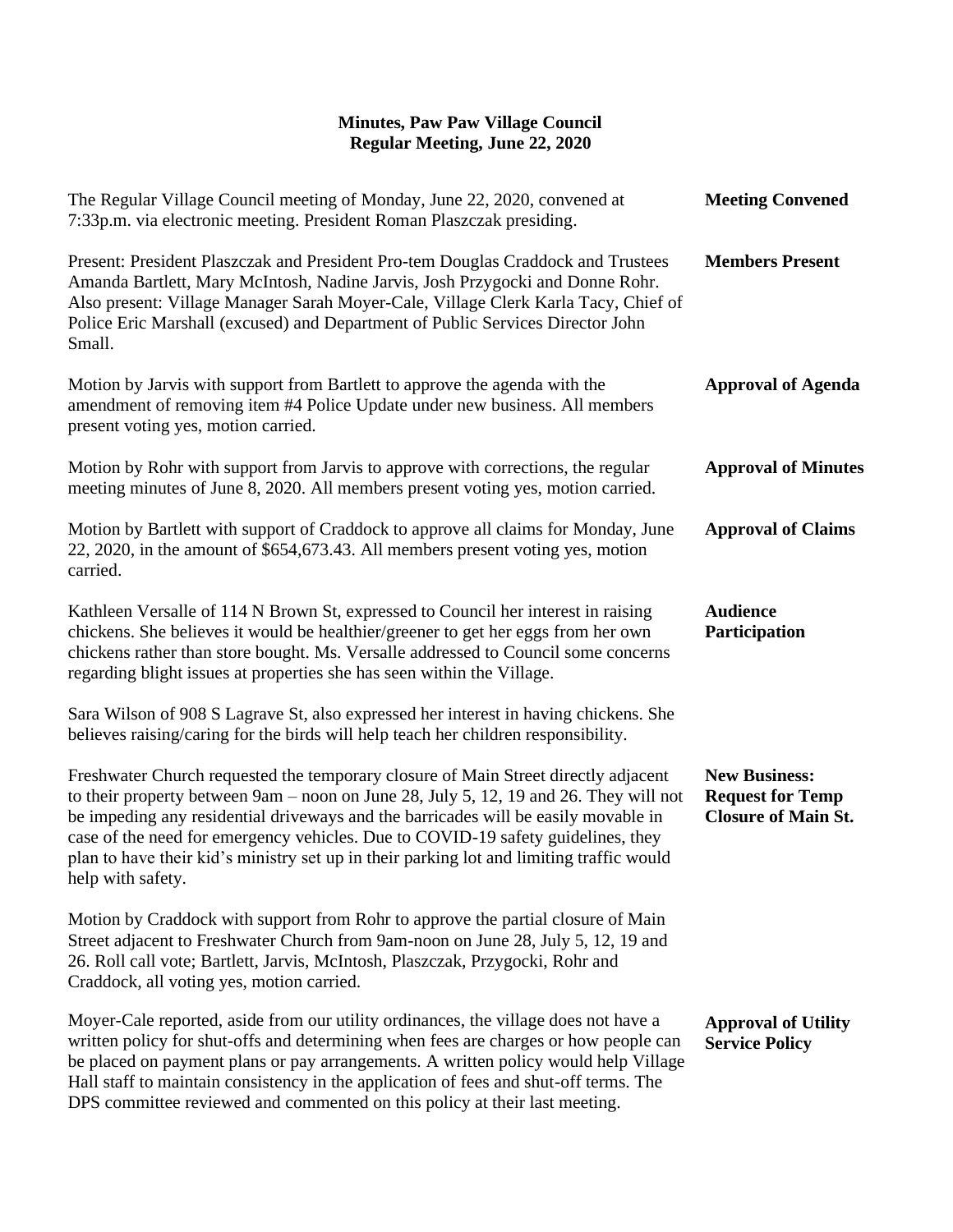**Minutes, Paw Paw Village Council**
**Regular Meeting, June 22, 2020**

**Meeting Convened**

The Regular Village Council meeting of Monday, June 22, 2020, convened at 7:33p.m. via electronic meeting. President Roman Plaszczak presiding.

**Members Present**

Present: President Plaszczak and President Pro-tem Douglas Craddock and Trustees Amanda Bartlett, Mary McIntosh, Nadine Jarvis, Josh Przygocki and Donne Rohr. Also present: Village Manager Sarah Moyer-Cale, Village Clerk Karla Tacy, Chief of Police Eric Marshall (excused) and Department of Public Services Director John Small.

**Approval of Agenda**

Motion by Jarvis with support from Bartlett to approve the agenda with the amendment of removing item #4 Police Update under new business. All members present voting yes, motion carried.

**Approval of Minutes**

Motion by Rohr with support from Jarvis to approve with corrections, the regular meeting minutes of June 8, 2020. All members present voting yes, motion carried.

**Approval of Claims**

Motion by Bartlett with support of Craddock to approve all claims for Monday, June 22, 2020, in the amount of $654,673.43. All members present voting yes, motion carried.

**Audience Participation**

Kathleen Versalle of 114 N Brown St, expressed to Council her interest in raising chickens. She believes it would be healthier/greener to get her eggs from her own chickens rather than store bought. Ms. Versalle addressed to Council some concerns regarding blight issues at properties she has seen within the Village.

Sara Wilson of 908 S Lagrave St, also expressed her interest in having chickens. She believes raising/caring for the birds will help teach her children responsibility.

**New Business: Request for Temp Closure of Main St.**

Freshwater Church requested the temporary closure of Main Street directly adjacent to their property between 9am – noon on June 28, July 5, 12, 19 and 26. They will not be impeding any residential driveways and the barricades will be easily movable in case of the need for emergency vehicles. Due to COVID-19 safety guidelines, they plan to have their kid's ministry set up in their parking lot and limiting traffic would help with safety.

Motion by Craddock with support from Rohr to approve the partial closure of Main Street adjacent to Freshwater Church from 9am-noon on June 28, July 5, 12, 19 and 26. Roll call vote; Bartlett, Jarvis, McIntosh, Plaszczak, Przygocki, Rohr and Craddock, all voting yes, motion carried.

**Approval of Utility Service Policy**

Moyer-Cale reported, aside from our utility ordinances, the village does not have a written policy for shut-offs and determining when fees are charges or how people can be placed on payment plans or pay arrangements. A written policy would help Village Hall staff to maintain consistency in the application of fees and shut-off terms. The DPS committee reviewed and commented on this policy at their last meeting.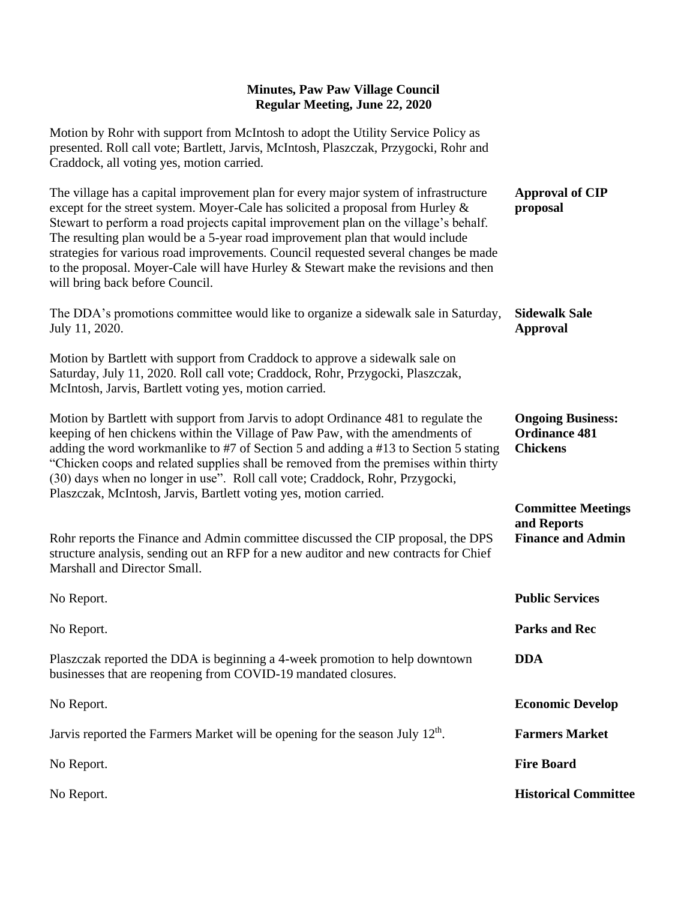**Minutes, Paw Paw Village Council**
**Regular Meeting, June 22, 2020**

Motion by Rohr with support from McIntosh to adopt the Utility Service Policy as presented. Roll call vote; Bartlett, Jarvis, McIntosh, Plaszczak, Przygocki, Rohr and Craddock, all voting yes, motion carried.

**Approval of CIP proposal**

The village has a capital improvement plan for every major system of infrastructure except for the street system. Moyer-Cale has solicited a proposal from Hurley & Stewart to perform a road projects capital improvement plan on the village's behalf. The resulting plan would be a 5-year road improvement plan that would include strategies for various road improvements. Council requested several changes be made to the proposal. Moyer-Cale will have Hurley & Stewart make the revisions and then will bring back before Council.

**Sidewalk Sale Approval**

The DDA's promotions committee would like to organize a sidewalk sale in Saturday, July 11, 2020.

Motion by Bartlett with support from Craddock to approve a sidewalk sale on Saturday, July 11, 2020. Roll call vote; Craddock, Rohr, Przygocki, Plaszczak, McIntosh, Jarvis, Bartlett voting yes, motion carried.

**Ongoing Business: Ordinance 481 Chickens**

Motion by Bartlett with support from Jarvis to adopt Ordinance 481 to regulate the keeping of hen chickens within the Village of Paw Paw, with the amendments of adding the word workmanlike to #7 of Section 5 and adding a #13 to Section 5 stating "Chicken coops and related supplies shall be removed from the premises within thirty (30) days when no longer in use". Roll call vote; Craddock, Rohr, Przygocki, Plaszczak, McIntosh, Jarvis, Bartlett voting yes, motion carried.

**Committee Meetings and Reports**

**Finance and Admin**

Rohr reports the Finance and Admin committee discussed the CIP proposal, the DPS structure analysis, sending out an RFP for a new auditor and new contracts for Chief Marshall and Director Small.

**Public Services**

No Report.

**Parks and Rec**

No Report.

**DDA**

Plaszczak reported the DDA is beginning a 4-week promotion to help downtown businesses that are reopening from COVID-19 mandated closures.

**Economic Develop**

No Report.

**Farmers Market**

Jarvis reported the Farmers Market will be opening for the season July 12th.

**Fire Board**

No Report.

**Historical Committee**

No Report.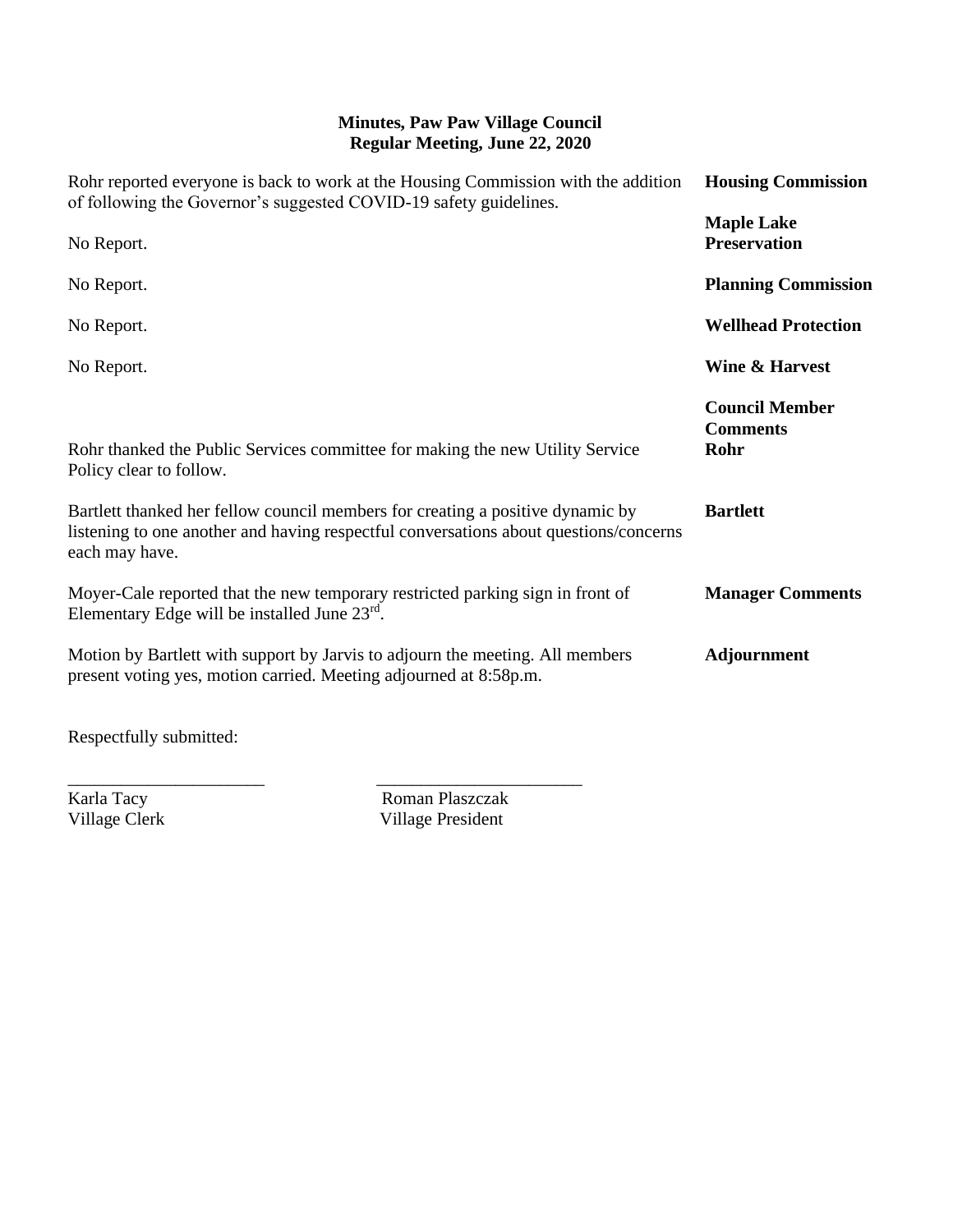**Minutes, Paw Paw Village Council**
**Regular Meeting, June 22, 2020**

**Housing Commission**

Rohr reported everyone is back to work at the Housing Commission with the addition of following the Governor's suggested COVID-19 safety guidelines.

**Maple Lake Preservation**

No Report.

**Planning Commission**

No Report.

**Wellhead Protection**

No Report.

**Wine & Harvest**

No Report.

**Council Member Comments**

**Rohr**

Rohr thanked the Public Services committee for making the new Utility Service Policy clear to follow.

**Bartlett**

Bartlett thanked her fellow council members for creating a positive dynamic by listening to one another and having respectful conversations about questions/concerns each may have.

**Manager Comments**

Moyer-Cale reported that the new temporary restricted parking sign in front of Elementary Edge will be installed June 23rd.

**Adjournment**

Motion by Bartlett with support by Jarvis to adjourn the meeting. All members present voting yes, motion carried. Meeting adjourned at 8:58p.m.

Respectfully submitted:

______________________ ______________________

Karla Tacy
Village Clerk

Roman Plaszczak
Village President